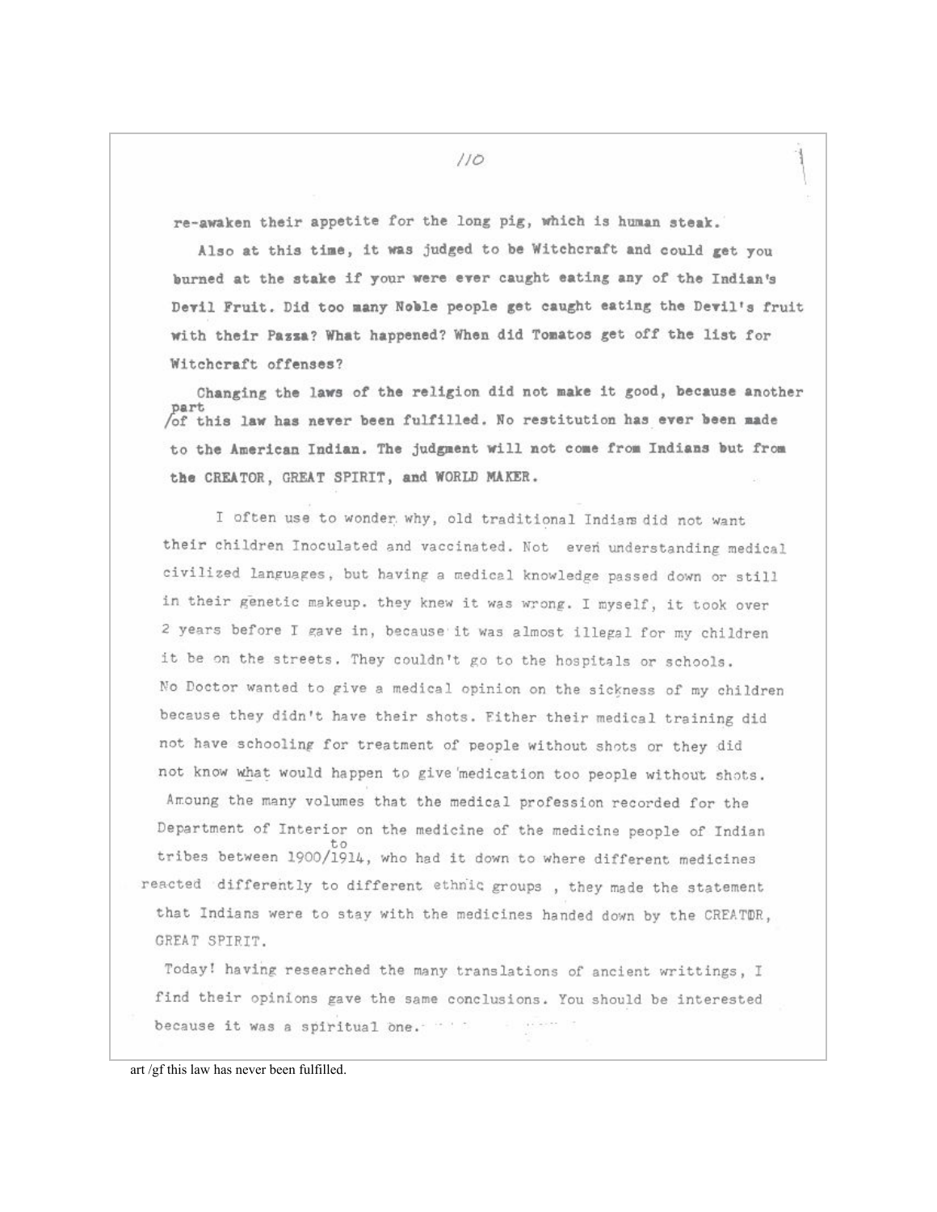re-awaken their appetite for the long pig, which is human steak.

Also at this time, it was judged to be Witchcraft and could get you burned at the stake if your were ever caught eating any of the Indian's Devil Fruit. Did too many Noble people get caught eating the Devil's fruit with their Pazza? What happened? When did Tomatos get off the list for Witchcraft offenses?

Changing the laws of the religion did not make it good, because another part of this law has never been fulfilled. No restitution has ever been made to the American Indian. The judgment will not come from Indians but from the CREATOR, GREAT SPIRIT, and WORLD MAKER.

I often use to wonder why, old traditional Indians did not want their children Inoculated and vaccinated. Not even understanding medical civilized languages, but having a medical knowledge passed down or still in their genetic makeup. they knew it was wrong. I myself, it took over 2 years before I gave in, because it was almost illegal for my children it be on the streets. They couldn't go to the hospitals or schools. No Doctor wanted to give a medical opinion on the sickness of my children because they didn't have their shots. Either their medical training did not have schooling for treatment of people without shots or they did not know what would happen to give medication too people without shots. Amoung the many volumes that the medical profession recorded for the Department of Interior on the medicine of the medicine people of Indian tribes between 1900 to 1914, who had it down to where different medicines reacted differently to different ethnic groups , they made the statement that Indians were to stay with the medicines handed down by the CREATOR, GREAT SPIRIT.

Today! having researched the many translations of ancient writtings, I find their opinions gave the same conclusions. You should be interested because it was a spiritual one.

art /gf this law has never been fulfilled.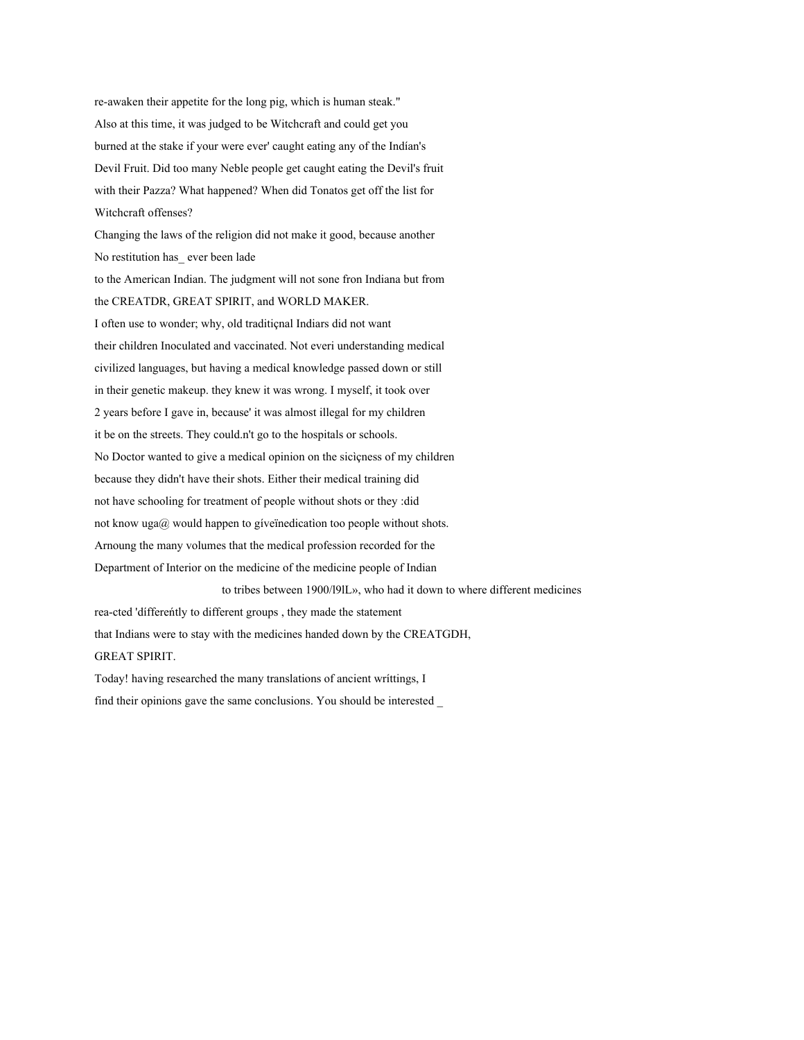re-awaken their appetite for the long pig, which is human steak."
Also at this time, it was judged to be Witchcraft and could get you burned at the stake if your were ever' caught eating any of the Indían's Devil Fruit. Did too many Neble people get caught eating the Devil's fruit with their Pazza? What happened? When did Tonatos get off the list for Witchcraft offenses?

Changing the laws of the religion did not make it good, because another

No restitution has_ ever been lade to the American Indian. The judgment will not sone fron Indiana but from the CREATDR, GREAT SPIRIT, and WORLD MAKER.

I often use to wonder; why, old traditiçnal Indiars did not want their children Inoculated and vaccinated. Not everi understanding medical civilized languages, but having a medical knowledge passed down or still in their genetic makeup. they knew it was wrong. I myself, it took over 2 years before I gave in, because' it was almost illegal for my children it be on the streets. They could.n't go to the hospitals or schools. No Doctor wanted to give a medical opinion on the siciçness of my children because they didn't have their shots. Either their medical training did not have schooling for treatment of people without shots or they :did not know uga@ would happen to gíveïnedication too people without shots. Arnoung the many volumes that the medical profession recorded for the Department of Interior on the medicine of the medicine people of Indian to tribes between 1900/l9lL», who had it down to where different medicines rea-cted 'differeńtly to different groups , they made the statement that Indians were to stay with the medicines handed down by the CREATGDH, GREAT SPIRIT.

Today! having researched the many translations of ancient wríttings, I find their opinions gave the same conclusions. You should be interested _